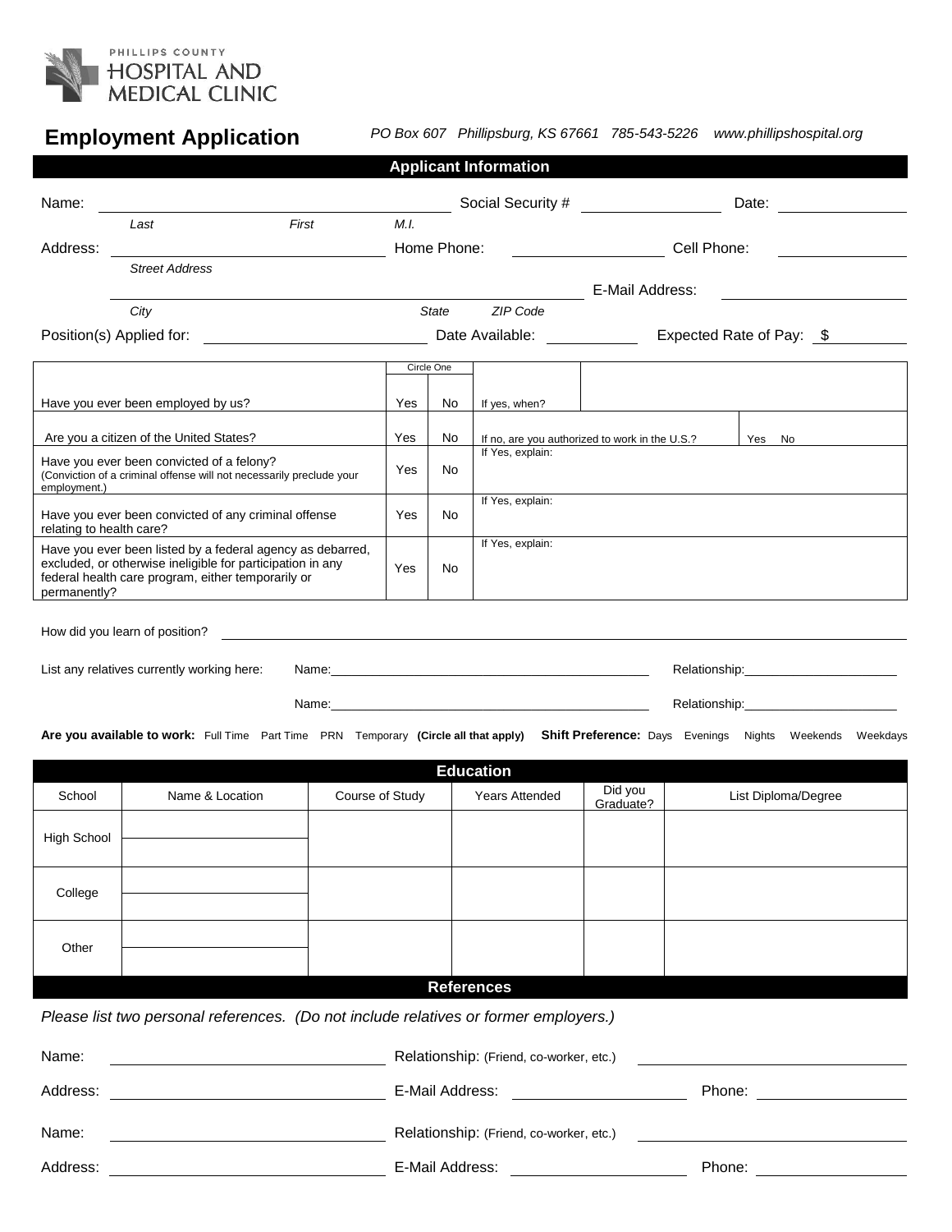PHILLIPS COUNTY
HOSPITAL AND
MEDICAL CLINIC

# Employment Application

*PO Box 607 Phillipsburg, KS 67661 785-543-5226 www.phillipshospital.org*

## Applicant Information

Name: ______________________________ Social Security # ______________ Date: ____________
*Last* *First* *M.I.*

Address: ______________________________ Home Phone: ______________ Cell Phone: ____________
*Street Address*

______________________________ E-Mail Address: ______________________
*City* *State* *ZIP Code*

Position(s) Applied for: ____________________ Date Available: __________ Expected Rate of Pay: $ __________

| | Circle One | | | |
|---|---|---|---|---|
| Have you ever been employed by us? | Yes | No | If yes, when? | |
| Are you a citizen of the United States? | Yes | No | If no, are you authorized to work in the U.S.? | Yes No |
| Have you ever been convicted of a felony? (Conviction of a criminal offense will not necessarily preclude your employment.) | Yes | No | If Yes, explain: | |
| Have you ever been convicted of any criminal offense relating to health care? | Yes | No | If Yes, explain: | |
| Have you ever been listed by a federal agency as debarred, excluded, or otherwise ineligible for participation in any federal health care program, either temporarily or permanently? | Yes | No | If Yes, explain: | |

How did you learn of position? ______________________________________________

List any relatives currently working here: Name: ______________________ Relationship: ______________

Name: ______________________ Relationship: ______________

**Are you available to work:** Full Time Part Time PRN Temporary **(Circle all that apply)** **Shift Preference:** Days Evenings Nights Weekends Weekdays

## Education

| School | Name & Location | Course of Study | Years Attended | Did you Graduate? | List Diploma/Degree |
|---|---|---|---|---|---|
| High School | | | | | |
| College | | | | | |
| Other | | | | | |

## References

*Please list two personal references. (Do not include relatives or former employers.)*

Name: ______________________ Relationship: (Friend, co-worker, etc.) ______________________

Address: ______________________ E-Mail Address: ______________ Phone: ______________

Name: ______________________ Relationship: (Friend, co-worker, etc.) ______________________

Address: ______________________ E-Mail Address: ______________ Phone: ______________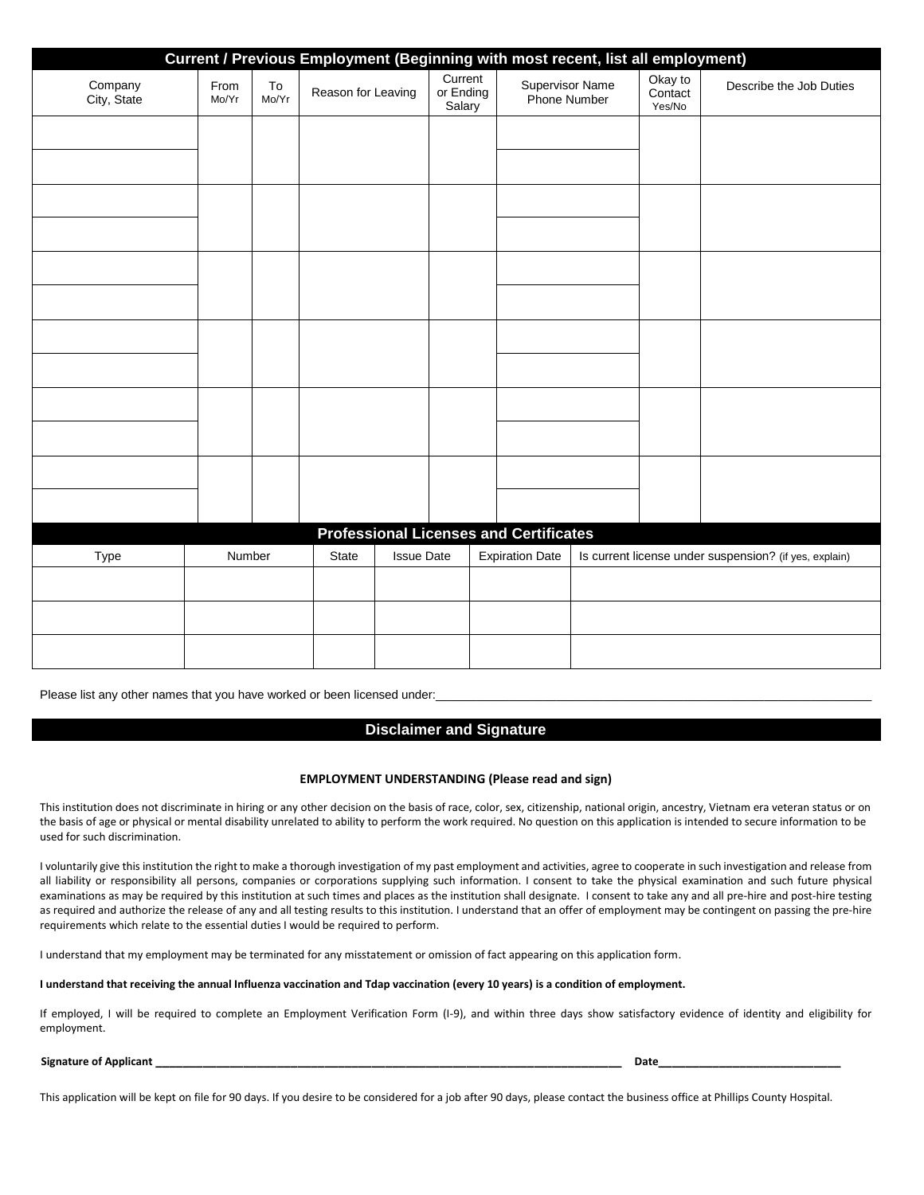## Current / Previous Employment (Beginning with most recent, list all employment)

| Company City, State | From Mo/Yr | To Mo/Yr | Reason for Leaving | Current or Ending Salary | Supervisor Name Phone Number | Okay to Contact Yes/No | Describe the Job Duties |
|---|---|---|---|---|---|---|---|
| | | | | | | | |
| | | | | | | | |
| | | | | | | | |
| | | | | | | | |
| | | | | | | | |
| | | | | | | | |
| | | | | | | | |
| | | | | | | | |
| | | | | | | | |
| | | | | | | | |
| | | | | | | | |
| | | | | | | | |

## Professional Licenses and Certificates

| Type | Number | State | Issue Date | Expiration Date | Is current license under suspension? (if yes, explain) |
|---|---|---|---|---|---|
| | | | | | |
| | | | | | |
| | | | | | |

Please list any other names that you have worked or been licensed under:___________________________________________

## Disclaimer and Signature

**EMPLOYMENT UNDERSTANDING (Please read and sign)**

This institution does not discriminate in hiring or any other decision on the basis of race, color, sex, citizenship, national origin, ancestry, Vietnam era veteran status or on the basis of age or physical or mental disability unrelated to ability to perform the work required. No question on this application is intended to secure information to be used for such discrimination.

I voluntarily give this institution the right to make a thorough investigation of my past employment and activities, agree to cooperate in such investigation and release from all liability or responsibility all persons, companies or corporations supplying such information. I consent to take the physical examination and such future physical examinations as may be required by this institution at such times and places as the institution shall designate. I consent to take any and all pre-hire and post-hire testing as required and authorize the release of any and all testing results to this institution. I understand that an offer of employment may be contingent on passing the pre-hire requirements which relate to the essential duties I would be required to perform.

I understand that my employment may be terminated for any misstatement or omission of fact appearing on this application form.

**I understand that receiving the annual Influenza vaccination and Tdap vaccination (every 10 years) is a condition of employment.**

If employed, I will be required to complete an Employment Verification Form (I-9), and within three days show satisfactory evidence of identity and eligibility for employment.

**Signature of Applicant** ________________________________________________ **Date**______________________

This application will be kept on file for 90 days. If you desire to be considered for a job after 90 days, please contact the business office at Phillips County Hospital.